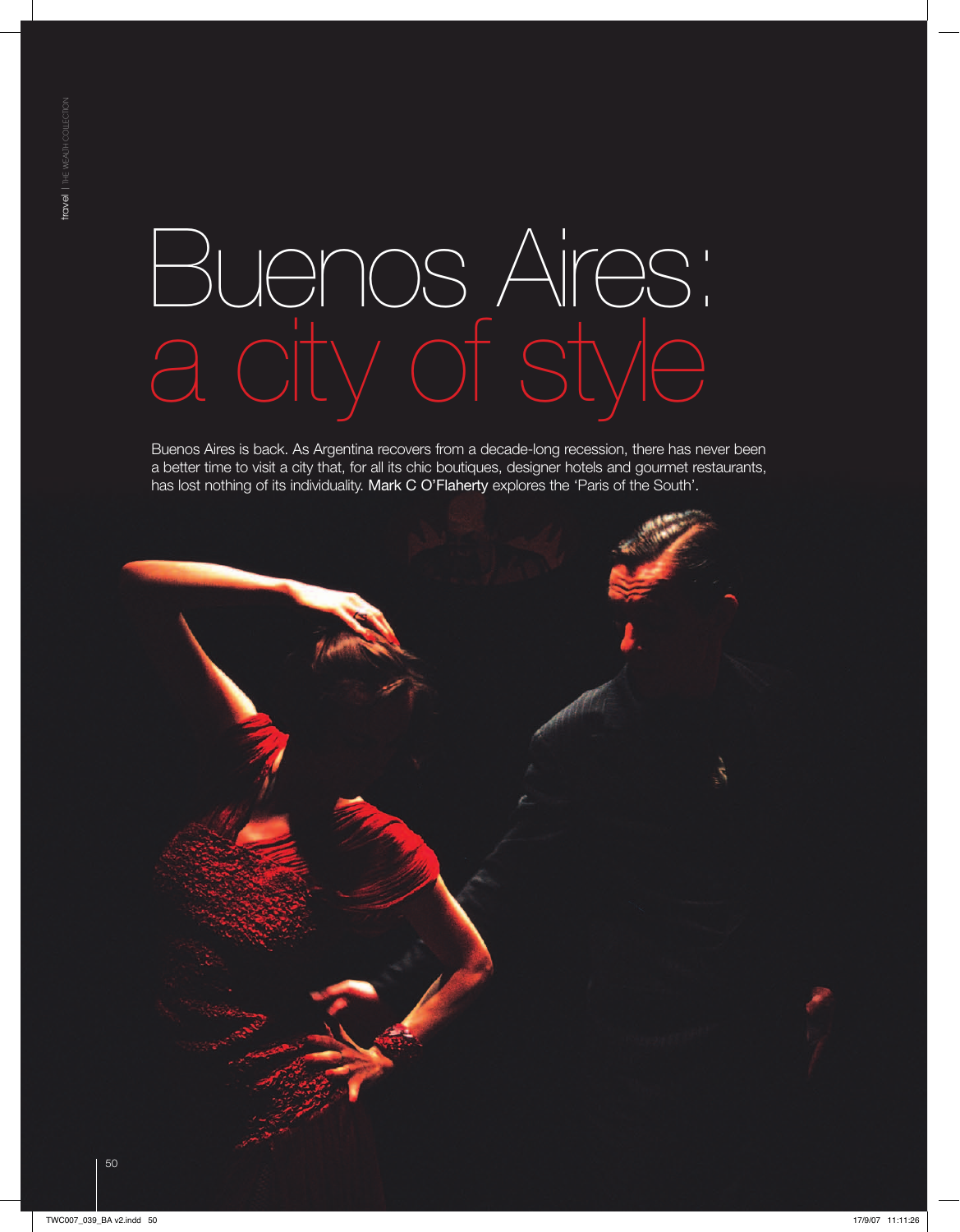# Buenos Aires: a city of style

Buenos Aires is back. As Argentina recovers from a decade-long recession, there has never been a better time to visit a city that, for all its chic boutiques, designer hotels and gourmet restaurants, has lost nothing of its individuality. **Mark C O'Flaherty** explores the 'Paris of the South'.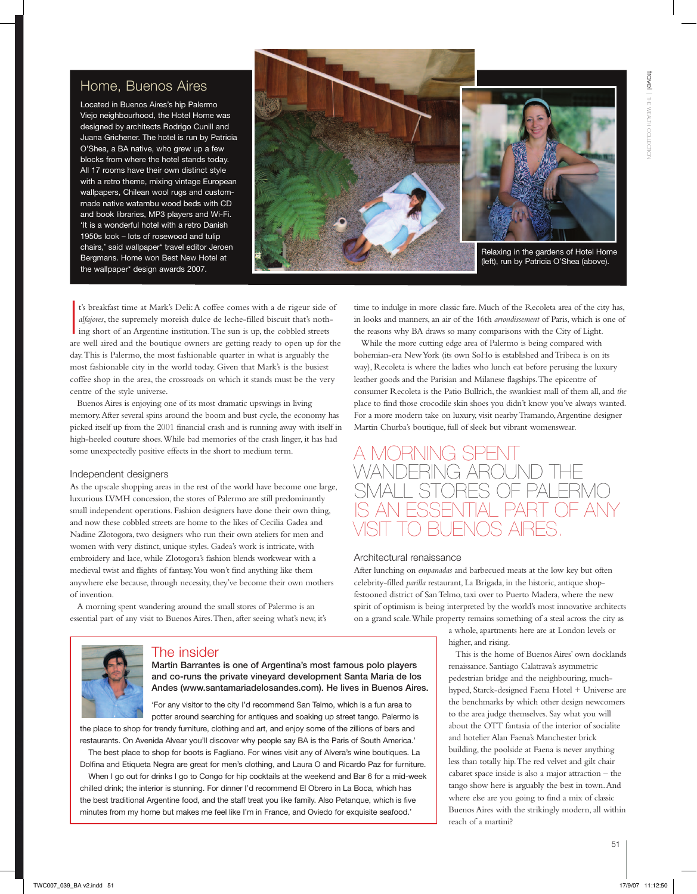## Home, Buenos Aires

Located in Buenos Aires's hip Palermo Viejo neighbourhood, the Hotel Home was designed by architects Rodrigo Cunill and Juana Grichener. The hotel is run by Patricia O'Shea, a BA native, who grew up a few blocks from where the hotel stands today. All 17 rooms have their own distinct style with a retro theme, mixing vintage European wallpapers, Chilean wool rugs and custom-made native watambu wood beds with CD and book libraries, MP3 players and Wi-Fi. 'It is a wonderful hotel with a retro Danish 1950s look – lots of rosewood and tulip chairs,' said wallpaper* travel editor Jeroen Bergmans. Home won Best New Hotel at the wallpaper* design awards 2007.

Relaxing in the gardens of Hotel Home (left), run by Patricia O'Shea (above).

It's breakfast time at Mark's Deli: A coffee comes with a de rigeur side of *alfajores*, the supremely moreish dulce de leche-filled biscuit that's nothing short of an Argentine institution. The sun is up, the cobbled streets are well aired and the boutique owners are getting ready to open up for the day. This is Palermo, the most fashionable quarter in what is arguably the most fashionable city in the world today. Given that Mark's is the busiest coffee shop in the area, the crossroads on which it stands must be the very centre of the style universe.

Buenos Aires is enjoying one of its most dramatic upswings in living memory. After several spins around the boom and bust cycle, the economy has picked itself up from the 2001 financial crash and is running away with itself in high-heeled couture shoes. While bad memories of the crash linger, it has had some unexpectedly positive effects in the short to medium term.

### Independent designers

As the upscale shopping areas in the rest of the world have become one large, luxurious LVMH concession, the stores of Palermo are still predominantly small independent operations. Fashion designers have done their own thing, and now these cobbled streets are home to the likes of Cecilia Gadea and Nadine Zlotogora, two designers who run their own ateliers for men and women with very distinct, unique styles. Gadea's work is intricate, with embroidery and lace, while Zlotogora's fashion blends workwear with a medieval twist and flights of fantasy. You won't find anything like them anywhere else because, through necessity, they've become their own mothers of invention.

A morning spent wandering around the small stores of Palermo is an essential part of any visit to Buenos Aires. Then, after seeing what's new, it's time to indulge in more classic fare. Much of the Recoleta area of the city has, in looks and manners, an air of the 16th *arrondissement* of Paris, which is one of the reasons why BA draws so many comparisons with the City of Light.

While the more cutting edge area of Palermo is being compared with bohemian-era New York (its own SoHo is established and Tribeca is on its way), Recoleta is where the ladies who lunch eat before perusing the luxury leather goods and the Parisian and Milanese flagships. The epicentre of consumer Recoleta is the Patio Bullrich, the swankiest mall of them all, and *the* place to find those crocodile skin shoes you didn't know you've always wanted. For a more modern take on luxury, visit nearby Tramando, Argentine designer Martin Churba's boutique, full of sleek but vibrant womenswear.

A MORNING SPENT WANDERING AROUND THE SMALL STORES OF PALERMO IS AN ESSENTIAL PART OF ANY VISIT TO BUENOS AIRES.

### Architectural renaissance

After lunching on *empanadas* and barbecued meats at the low key but often celebrity-filled *parilla* restaurant, La Brigada, in the historic, antique shop-festooned district of San Telmo, taxi over to Puerto Madera, where the new spirit of optimism is being interpreted by the world's most innovative architects on a grand scale. While property remains something of a steal across the city as a whole, apartments here are at London levels or higher, and rising.

This is the home of Buenos Aires' own docklands renaissance. Santiago Calatrava's asymmetric pedestrian bridge and the neighbouring, much-hyped, Starck-designed Faena Hotel + Universe are the benchmarks by which other design newcomers to the area judge themselves. Say what you will about the OTT fantasia of the interior of socialite and hotelier Alan Faena's Manchester brick building, the poolside at Faena is never anything less than totally hip. The red velvet and gilt chair cabaret space inside is also a major attraction – the tango show here is arguably the best in town. And where else are you going to find a mix of classic Buenos Aires with the strikingly modern, all within reach of a martini?

## The insider

**Martin Barrantes is one of Argentina's most famous polo players and co-runs the private vineyard development Santa Maria de los Andes (www.santamariadelosandes.com). He lives in Buenos Aires.**

'For any visitor to the city I'd recommend San Telmo, which is a fun area to potter around searching for antiques and soaking up street tango. Palermo is the place to shop for trendy furniture, clothing and art, and enjoy some of the zillions of bars and restaurants. On Avenida Alvear you'll discover why people say BA is the Paris of South America.'

The best place to shop for boots is Fagliano. For wines visit any of Alvera's wine boutiques. La Dolfina and Etiqueta Negra are great for men's clothing, and Laura O and Ricardo Paz for furniture.

When I go out for drinks I go to Congo for hip cocktails at the weekend and Bar 6 for a mid-week chilled drink; the interior is stunning. For dinner I'd recommend El Obrero in La Boca, which has the best traditional Argentine food, and the staff treat you like family. Also Petanque, which is five minutes from my home but makes me feel like I'm in France, and Oviedo for exquisite seafood.'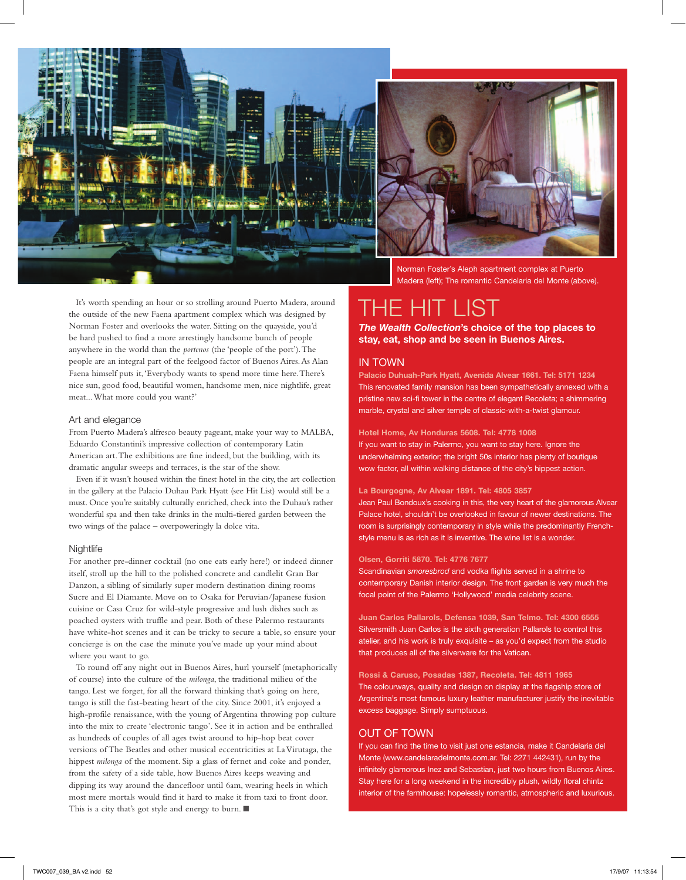Norman Foster's Aleph apartment complex at Puerto Madera (left); The romantic Candelaria del Monte (above).

It's worth spending an hour or so strolling around Puerto Madera, around the outside of the new Faena apartment complex which was designed by Norman Foster and overlooks the water. Sitting on the quayside, you'd be hard pushed to find a more arrestingly handsome bunch of people anywhere in the world than the *portenos* (the 'people of the port'). The people are an integral part of the feelgood factor of Buenos Aires. As Alan Faena himself puts it, 'Everybody wants to spend more time here. There's nice sun, good food, beautiful women, handsome men, nice nightlife, great meat... What more could you want?'

### Art and elegance

From Puerto Madera's alfresco beauty pageant, make your way to MALBA, Eduardo Constantini's impressive collection of contemporary Latin American art. The exhibitions are fine indeed, but the building, with its dramatic angular sweeps and terraces, is the star of the show.

Even if it wasn't housed within the finest hotel in the city, the art collection in the gallery at the Palacio Duhau Park Hyatt (see Hit List) would still be a must. Once you're suitably culturally enriched, check into the Duhau's rather wonderful spa and then take drinks in the multi-tiered garden between the two wings of the palace – overpoweringly la dolce vita.

### Nightlife

For another pre-dinner cocktail (no one eats early here!) or indeed dinner itself, stroll up the hill to the polished concrete and candlelit Gran Bar Danzon, a sibling of similarly super modern destination dining rooms Sucre and El Diamante. Move on to Osaka for Peruvian/Japanese fusion cuisine or Casa Cruz for wild-style progressive and lush dishes such as poached oysters with truffle and pear. Both of these Palermo restaurants have white-hot scenes and it can be tricky to secure a table, so ensure your concierge is on the case the minute you've made up your mind about where you want to go.

To round off any night out in Buenos Aires, hurl yourself (metaphorically of course) into the culture of the *milonga*, the traditional milieu of the tango. Lest we forget, for all the forward thinking that's going on here, tango is still the fast-beating heart of the city. Since 2001, it's enjoyed a high-profile renaissance, with the young of Argentina throwing pop culture into the mix to create 'electronic tango'. See it in action and be enthralled as hundreds of couples of all ages twist around to hip-hop beat cover versions of The Beatles and other musical eccentricities at La Virutaga, the hippest *milonga* of the moment. Sip a glass of fernet and coke and ponder, from the safety of a side table, how Buenos Aires keeps weaving and dipping its way around the dancefloor until 6am, wearing heels in which most mere mortals would find it hard to make it from taxi to front door. This is a city that's got style and energy to burn. ■

## THE HIT LIST

***The Wealth Collection*'s choice of the top places to stay, eat, shop and be seen in Buenos Aires.**

### IN TOWN

**Palacio Duhuah-Park Hyatt, Avenida Alvear 1661. Tel: 5171 1234**
This renovated family mansion has been sympathetically annexed with a pristine new sci-fi tower in the centre of elegant Recoleta; a shimmering marble, crystal and silver temple of classic-with-a-twist glamour.

**Hotel Home, Av Honduras 5608. Tel: 4778 1008**
If you want to stay in Palermo, you want to stay here. Ignore the underwhelming exterior; the bright 50s interior has plenty of boutique wow factor, all within walking distance of the city's hippest action.

**La Bourgogne, Av Alvear 1891. Tel: 4805 3857**
Jean Paul Bondoux's cooking in this, the very heart of the glamorous Alvear Palace hotel, shouldn't be overlooked in favour of newer destinations. The room is surprisingly contemporary in style while the predominantly French-style menu is as rich as it is inventive. The wine list is a wonder.

**Olsen, Gorriti 5870. Tel: 4776 7677**
Scandinavian *smoresbrod* and vodka flights served in a shrine to contemporary Danish interior design. The front garden is very much the focal point of the Palermo 'Hollywood' media celebrity scene.

**Juan Carlos Pallarols, Defensa 1039, San Telmo. Tel: 4300 6555**
Silversmith Juan Carlos is the sixth generation Pallarols to control this atelier, and his work is truly exquisite – as you'd expect from the studio that produces all of the silverware for the Vatican.

**Rossi & Caruso, Posadas 1387, Recoleta. Tel: 4811 1965**
The colourways, quality and design on display at the flagship store of Argentina's most famous luxury leather manufacturer justify the inevitable excess baggage. Simply sumptuous.

### OUT OF TOWN

If you can find the time to visit just one estancia, make it Candelaria del Monte (www.candelaradelmonte.com.ar. Tel: 2271 442431), run by the infinitely glamorous Inez and Sebastian, just two hours from Buenos Aires. Stay here for a long weekend in the incredibly plush, wildly floral chintz interior of the farmhouse: hopelessly romantic, atmospheric and luxurious.